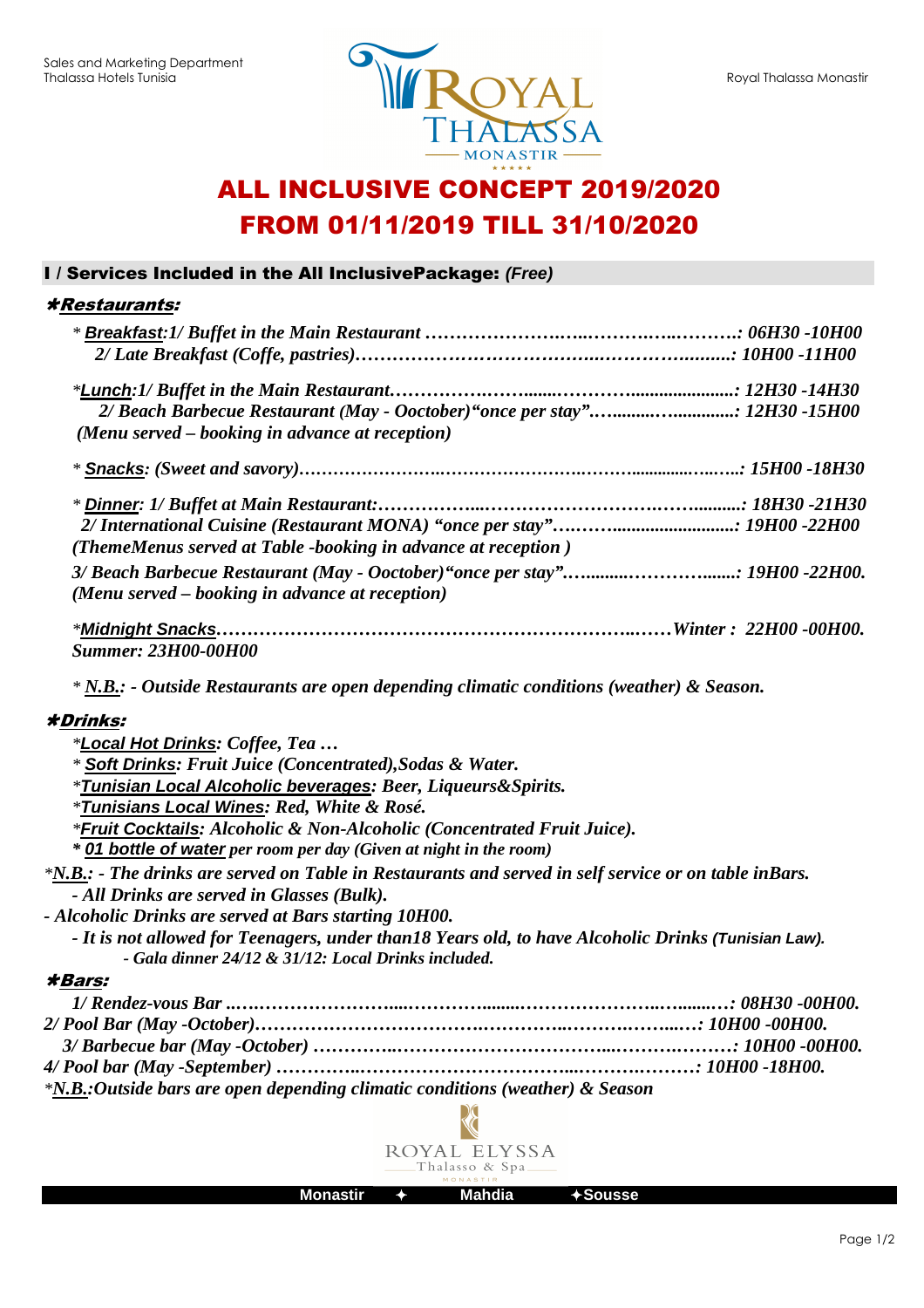Sales and Marketing Department
Thalassa Hotels Tunisia

Royal Thalassa Monastir

# ALL INCLUSIVE CONCEPT 2019/2020
# FROM 01/11/2019 TILL 31/10/2020

## I / Services Included in the All InclusivePackage: *(Free)*

### *Restaurants:

*\* **Breakfast**:1/ Buffet in the Main Restaurant ……………………..……….…..……….: 06H30 -10H00*
*2/ Late Breakfast (Coffe, pastries)……………………………….………………........: 10H00 -11H00*

*\*__Lunch__:1/ Buffet in the Main Restaurant.…………….……........………........................: 12H30 -14H30*
*2/ Beach Barbecue Restaurant (May - Ooctober)"once per stay"…..........…..............: 12H30 -15H00*
*(Menu served – booking in advance at reception)*

*\* **Snacks**: (Sweet and savory)……………………..……………………….…….............…..…..: 15H00 -18H30*

*\* **Dinner**: 1/ Buffet at Main Restaurant:……………....………………………….……..........: 18H30 -21H30*
*2/ International Cuisine (Restaurant MONA) "once per stay"….……...........................: 19H00 -22H00*
*(ThemeMenus served at Table -booking in advance at reception )*

*3/ Beach Barbecue Restaurant (May - Ooctober)"once per stay"…..........…………........: 19H00 -22H00.*
*(Menu served – booking in advance at reception)*

*\*__Midnight Snacks__………………………………………………………..……Winter : 22H00 -00H00.*
*Summer: 23H00-00H00*

*\* N.B.: - Outside Restaurants are open depending climatic conditions (weather) & Season.*

### *Drinks:

*\*__Local Hot Drinks__: Coffee, Tea …*
*\* __Soft Drinks__: Fruit Juice (Concentrated),Sodas & Water.*
*\*__Tunisian Local Alcoholic beverages__: Beer, Liqueurs&Spirits.*
*\*__Tunisians Local Wines__: Red, White & Rosé.*
*\*__Fruit Cocktails__: Alcoholic & Non-Alcoholic (Concentrated Fruit Juice).*
*\* __01 bottle of water__ per room per day (Given at night in the room)*

*\*N.B.: - The drinks are served on Table in Restaurants and served in self service or on table inBars.*
*- All Drinks are served in Glasses (Bulk).*
*- Alcoholic Drinks are served at Bars starting 10H00.*
*- It is not allowed for Teenagers, under than18 Years old, to have Alcoholic Drinks (Tunisian Law).*
*- Gala dinner 24/12 & 31/12: Local Drinks included.*

### *Bars:

*1/ Rendez-vous Bar ..….……………………....………….........……………………..…........…: 08H30 -00H00.*
*2/ Pool Bar (May -October)……………………………….……….…..…………..……....…: 10H00 -00H00.*
*3/ Barbecue bar (May -October) …………..……………………………...………..………: 10H00 -00H00.*
*4/ Pool bar (May -September) …………...……………………………....……….………: 10H00 -18H00.*
*\*N.B.:Outside bars are open depending climatic conditions (weather) & Season*

ROYAL ELYSSA Thalasso & Spa MONASTIR

Monastir ✦ Mahdia ✦Sousse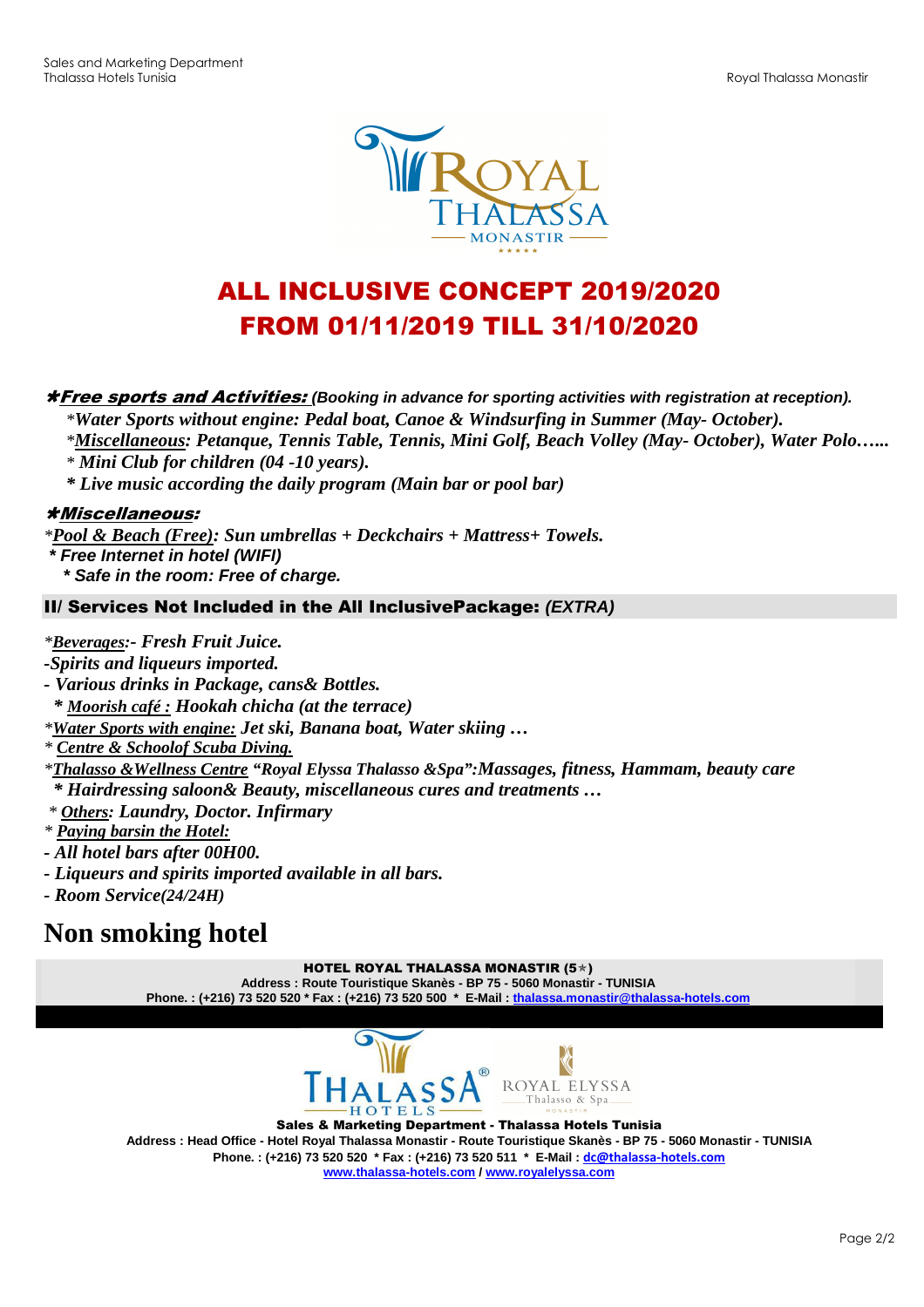# ALL INCLUSIVE CONCEPT 2019/2020
# FROM 01/11/2019 TILL 31/10/2020

***Free sports and Activities:*** *(Booking in advance for sporting activities with registration at reception).*

- *Water Sports without engine: Pedal boat, Canoe & Windsurfing in Summer (May- October).*
- *Miscellaneous: Petanque, Tennis Table, Tennis, Mini Golf, Beach Volley (May- October), Water Polo…...*
- *Mini Club for children (04 -10 years).*
- *Live music according the daily program (Main bar or pool bar)*

***Miscellaneous:***

- *Pool & Beach (Free): Sun umbrellas + Deckchairs + Mattress+ Towels.*
- *Free Internet in hotel (WIFI)*
- *Safe in the room: Free of charge.*

## II/ Services Not Included in the All InclusivePackage: *(EXTRA)*

*Beverages:- Fresh Fruit Juice.*
*-Spirits and liqueurs imported.*
*- Various drinks in Package, cans& Bottles.*

- *Moorish café : Hookah chicha (at the terrace)*
- *Water Sports with engine: Jet ski, Banana boat, Water skiing …*
- *Centre & Schoolof Scuba Diving.*
- *Thalasso &Wellness Centre "Royal Elyssa Thalasso &Spa":Massages, fitness, Hammam, beauty care*
- *Hairdressing saloon& Beauty, miscellaneous cures and treatments …*
- *Others: Laundry, Doctor. Infirmary*
- *Paying barsin the Hotel:*

*- All hotel bars after 00H00.*
*- Liqueurs and spirits imported available in all bars.*
*- Room Service(24/24H)*

# Non smoking hotel

**HOTEL ROYAL THALASSA MONASTIR (5☆)**
**Address : Route Touristique Skanès - BP 75 - 5060 Monastir - TUNISIA**
**Phone. : (+216) 73 520 520 * Fax : (+216) 73 520 500 * E-Mail : thalassa.monastir@thalassa-hotels.com**

**Sales & Marketing Department - Thalassa Hotels Tunisia**
**Address : Head Office - Hotel Royal Thalassa Monastir - Route Touristique Skanès - BP 75 - 5060 Monastir - TUNISIA**
**Phone. : (+216) 73 520 520 * Fax : (+216) 73 520 511 * E-Mail : dc@thalassa-hotels.com**
**www.thalassa-hotels.com / www.royalelyssa.com**